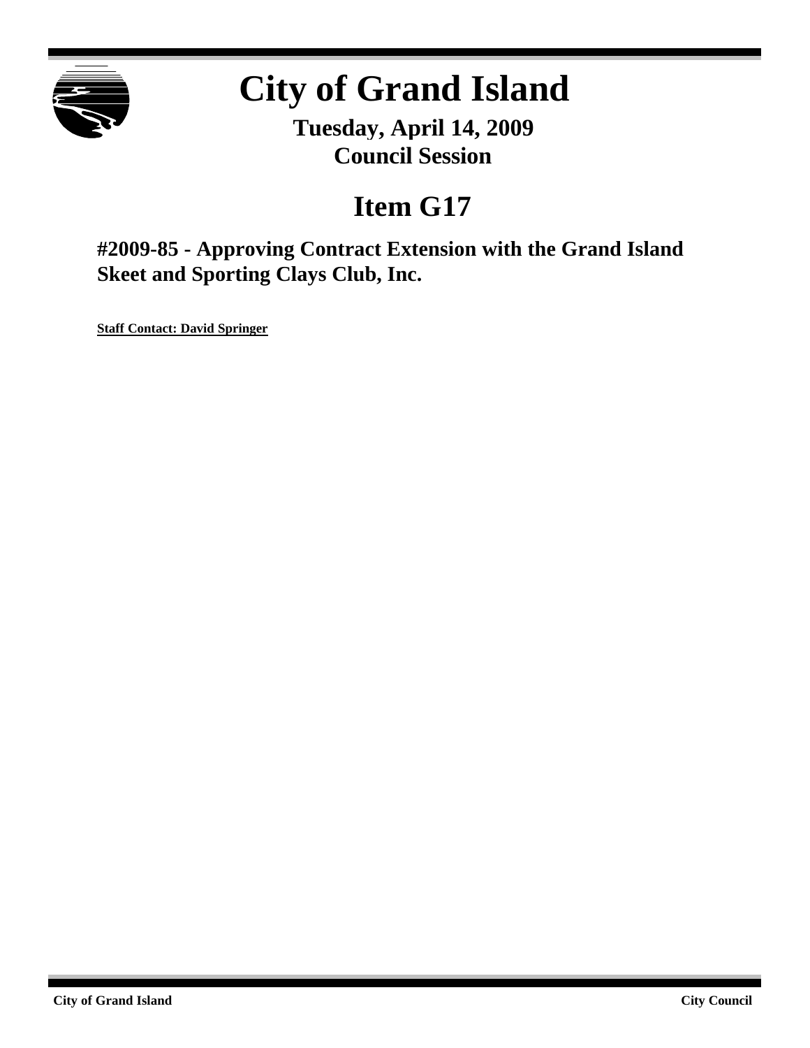# City of Grand Island

**Tuesday, April 14, 2009**
**Council Session**

## Item G17

### #2009-85 - Approving Contract Extension with the Grand Island Skeet and Sporting Clays Club, Inc.

**Staff Contact: David Springer**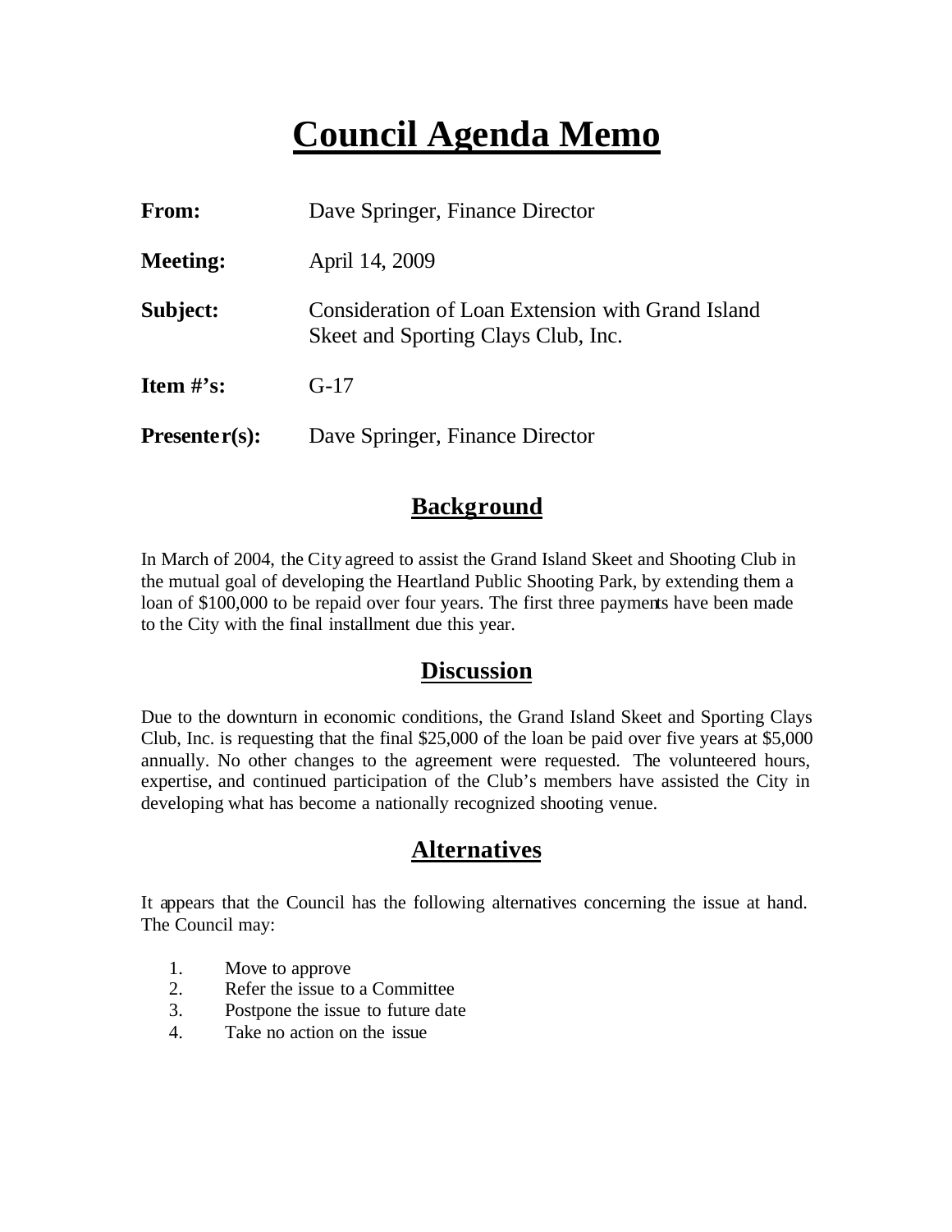# Council Agenda Memo

| | |
|---|---|
| **From:** | Dave Springer, Finance Director |
| **Meeting:** | April 14, 2009 |
| **Subject:** | Consideration of Loan Extension with Grand Island Skeet and Sporting Clays Club, Inc. |
| **Item #'s:** | G-17 |
| **Presenter(s):** | Dave Springer, Finance Director |

## Background

In March of 2004, the City agreed to assist the Grand Island Skeet and Shooting Club in the mutual goal of developing the Heartland Public Shooting Park, by extending them a loan of $100,000 to be repaid over four years. The first three payments have been made to the City with the final installment due this year.

## Discussion

Due to the downturn in economic conditions, the Grand Island Skeet and Sporting Clays Club, Inc. is requesting that the final $25,000 of the loan be paid over five years at $5,000 annually. No other changes to the agreement were requested. The volunteered hours, expertise, and continued participation of the Club's members have assisted the City in developing what has become a nationally recognized shooting venue.

## Alternatives

It appears that the Council has the following alternatives concerning the issue at hand. The Council may:

1. Move to approve
2. Refer the issue to a Committee
3. Postpone the issue to future date
4. Take no action on the issue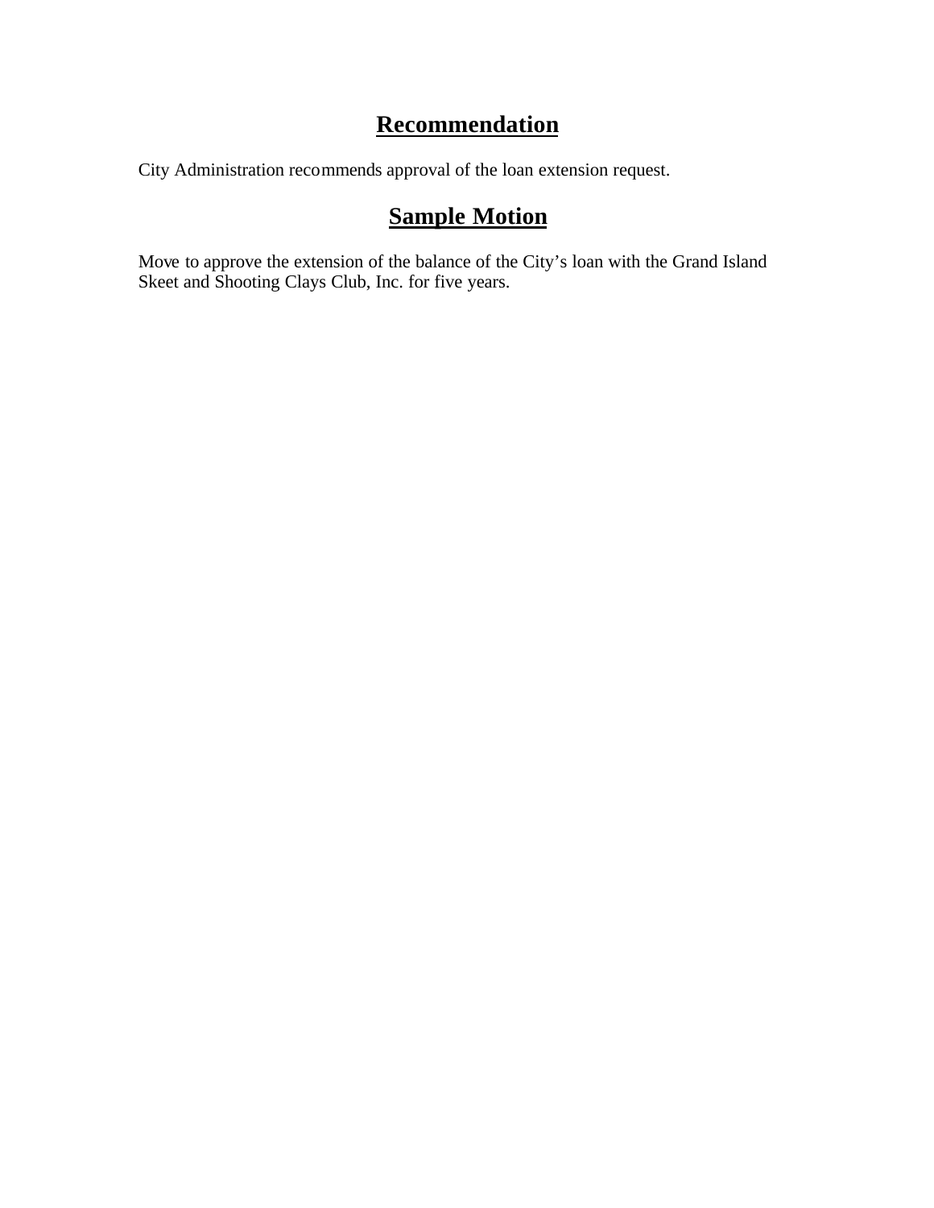## Recommendation

City Administration recommends approval of the loan extension request.

## Sample Motion

Move to approve the extension of the balance of the City's loan with the Grand Island Skeet and Shooting Clays Club, Inc. for five years.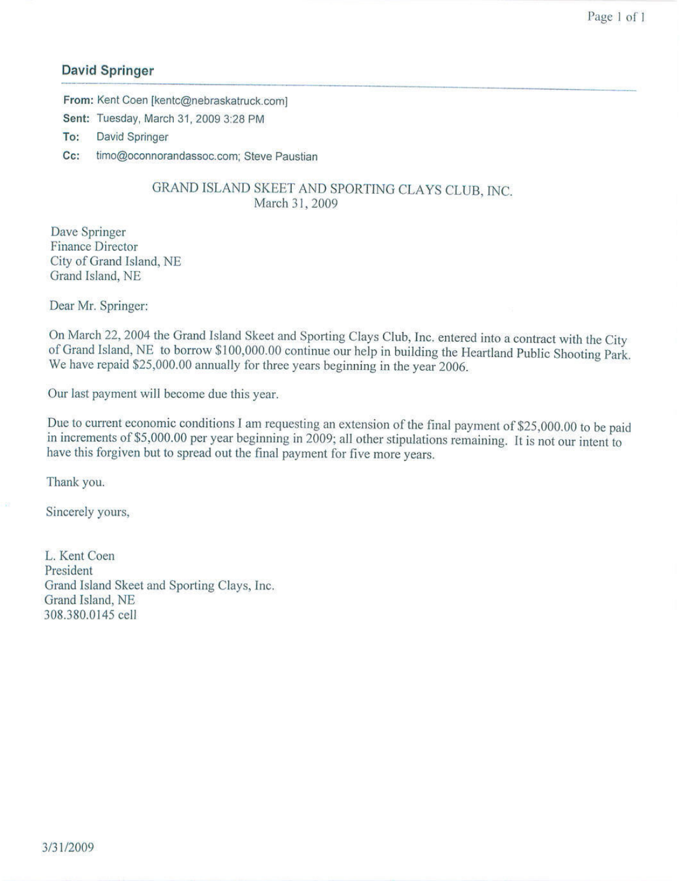## David Springer

**From:** Kent Coen [kentc@nebraskatruck.com]

**Sent:** Tuesday, March 31, 2009 3:28 PM

**To:** David Springer

**Cc:** timo@oconnorandassoc.com; Steve Paustian

GRAND ISLAND SKEET AND SPORTING CLAYS CLUB, INC.
March 31, 2009

Dave Springer
Finance Director
City of Grand Island, NE
Grand Island, NE

Dear Mr. Springer:

On March 22, 2004 the Grand Island Skeet and Sporting Clays Club, Inc. entered into a contract with the City of Grand Island, NE to borrow $100,000.00 continue our help in building the Heartland Public Shooting Park. We have repaid $25,000.00 annually for three years beginning in the year 2006.

Our last payment will become due this year.

Due to current economic conditions I am requesting an extension of the final payment of $25,000.00 to be paid in increments of $5,000.00 per year beginning in 2009; all other stipulations remaining. It is not our intent to have this forgiven but to spread out the final payment for five more years.

Thank you.

Sincerely yours,

L. Kent Coen
President
Grand Island Skeet and Sporting Clays, Inc.
Grand Island, NE
308.380.0145 cell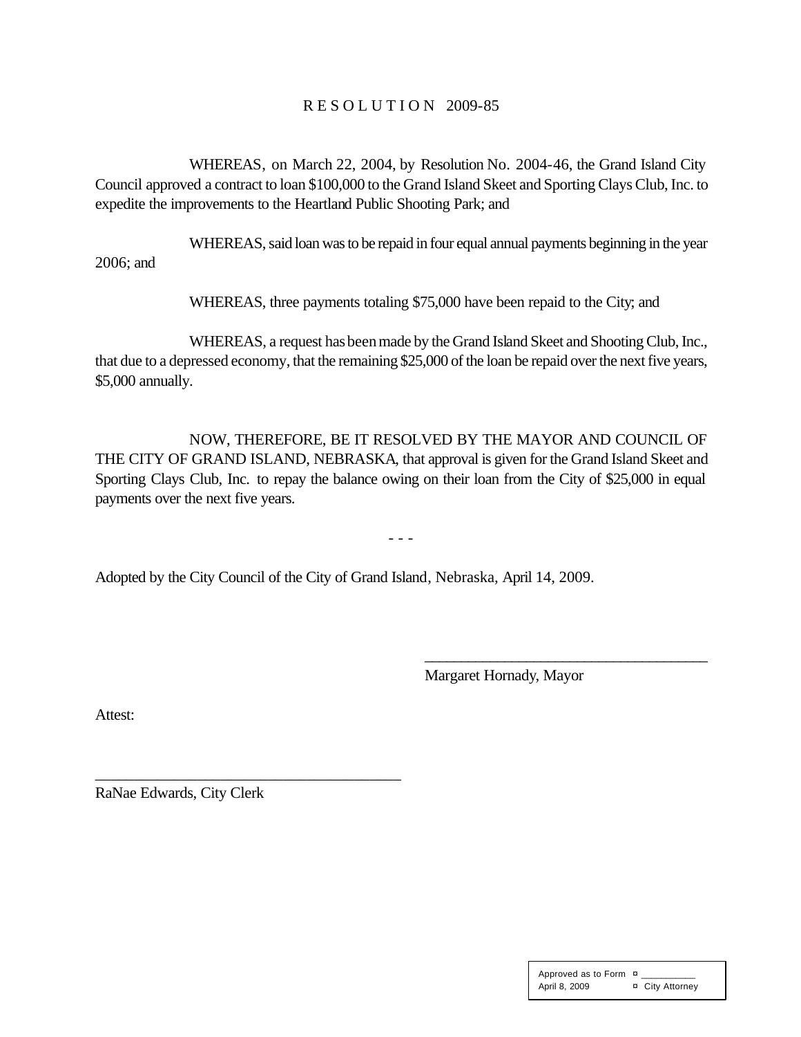# R E S O L U T I O N 2009-85

WHEREAS, on March 22, 2004, by Resolution No. 2004-46, the Grand Island City Council approved a contract to loan $100,000 to the Grand Island Skeet and Sporting Clays Club, Inc. to expedite the improvements to the Heartland Public Shooting Park; and

WHEREAS, said loan was to be repaid in four equal annual payments beginning in the year 2006; and

WHEREAS, three payments totaling $75,000 have been repaid to the City; and

WHEREAS, a request has been made by the Grand Island Skeet and Shooting Club, Inc., that due to a depressed economy, that the remaining $25,000 of the loan be repaid over the next five years, $5,000 annually.

NOW, THEREFORE, BE IT RESOLVED BY THE MAYOR AND COUNCIL OF THE CITY OF GRAND ISLAND, NEBRASKA, that approval is given for the Grand Island Skeet and Sporting Clays Club, Inc. to repay the balance owing on their loan from the City of $25,000 in equal payments over the next five years.

- - -

Adopted by the City Council of the City of Grand Island, Nebraska, April 14, 2009.

_____________________________________
Margaret Hornady, Mayor

Attest:

_______________________________________
RaNae Edwards, City Clerk

| | |
|---|---|
| Approved as to Form | ¤ __________ |
| April 8, 2009 | ¤ City Attorney |